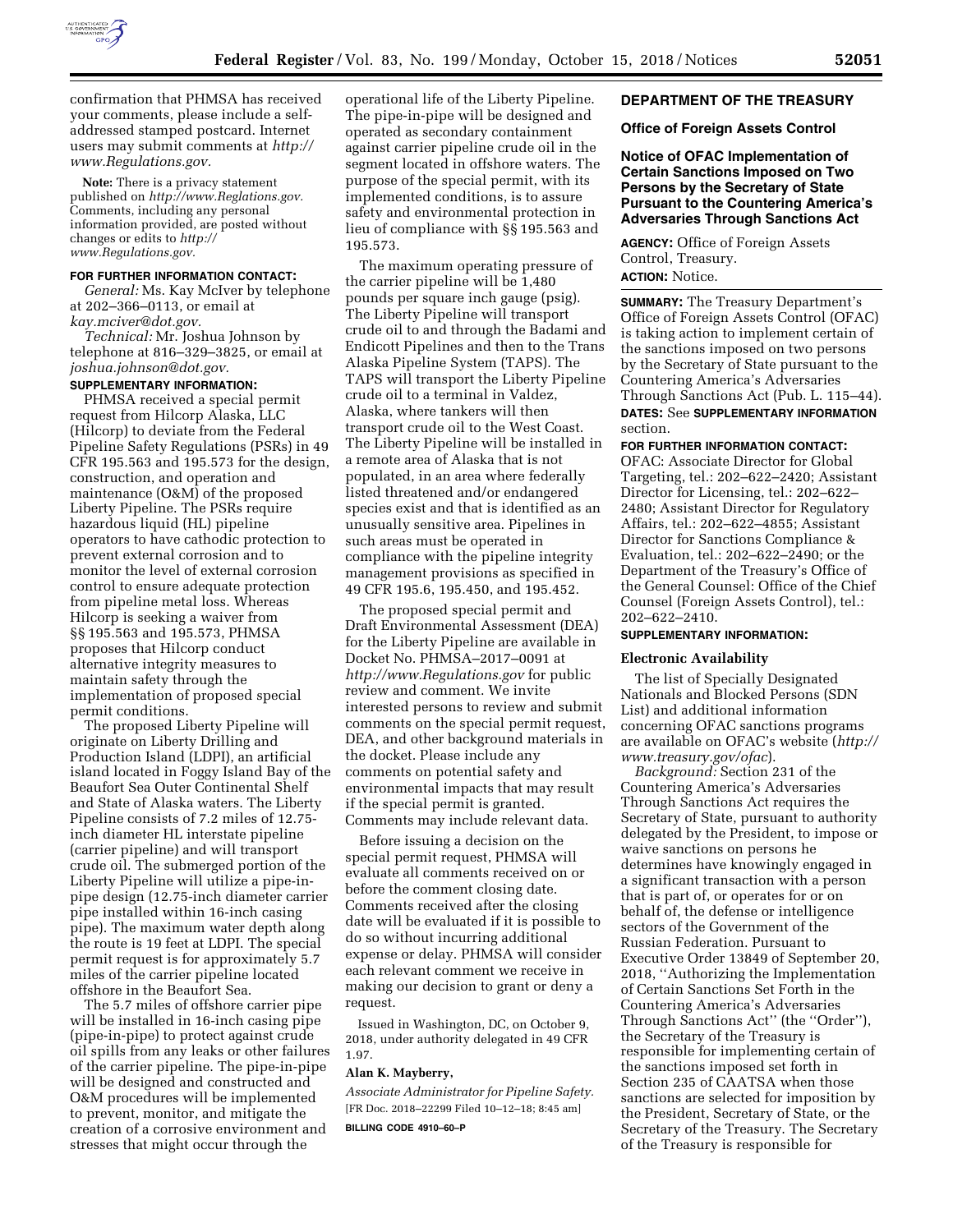confirmation that PHMSA has received your comments, please include a self-addressed stamped postcard. Internet users may submit comments at *http://www.Regulations.gov.*

**Note:** There is a privacy statement published on *http://www.Reglations.gov.* Comments, including any personal information provided, are posted without changes or edits to *http://www.Regulations.gov.*

**FOR FURTHER INFORMATION CONTACT:**

*General:* Ms. Kay McIver by telephone at 202–366–0113, or email at *kay.mciver@dot.gov.*

*Technical:* Mr. Joshua Johnson by telephone at 816–329–3825, or email at *joshua.johnson@dot.gov.*

**SUPPLEMENTARY INFORMATION:**

PHMSA received a special permit request from Hilcorp Alaska, LLC (Hilcorp) to deviate from the Federal Pipeline Safety Regulations (PSRs) in 49 CFR 195.563 and 195.573 for the design, construction, and operation and maintenance (O&M) of the proposed Liberty Pipeline. The PSRs require hazardous liquid (HL) pipeline operators to have cathodic protection to prevent external corrosion and to monitor the level of external corrosion control to ensure adequate protection from pipeline metal loss. Whereas Hilcorp is seeking a waiver from §§ 195.563 and 195.573, PHMSA proposes that Hilcorp conduct alternative integrity measures to maintain safety through the implementation of proposed special permit conditions.

The proposed Liberty Pipeline will originate on Liberty Drilling and Production Island (LDPI), an artificial island located in Foggy Island Bay of the Beaufort Sea Outer Continental Shelf and State of Alaska waters. The Liberty Pipeline consists of 7.2 miles of 12.75-inch diameter HL interstate pipeline (carrier pipeline) and will transport crude oil. The submerged portion of the Liberty Pipeline will utilize a pipe-in-pipe design (12.75-inch diameter carrier pipe installed within 16-inch casing pipe). The maximum water depth along the route is 19 feet at LDPI. The special permit request is for approximately 5.7 miles of the carrier pipeline located offshore in the Beaufort Sea.

The 5.7 miles of offshore carrier pipe will be installed in 16-inch casing pipe (pipe-in-pipe) to protect against crude oil spills from any leaks or other failures of the carrier pipeline. The pipe-in-pipe will be designed and constructed and O&M procedures will be implemented to prevent, monitor, and mitigate the creation of a corrosive environment and stresses that might occur through the operational life of the Liberty Pipeline. The pipe-in-pipe will be designed and operated as secondary containment against carrier pipeline crude oil in the segment located in offshore waters. The purpose of the special permit, with its implemented conditions, is to assure safety and environmental protection in lieu of compliance with §§ 195.563 and 195.573.

The maximum operating pressure of the carrier pipeline will be 1,480 pounds per square inch gauge (psig). The Liberty Pipeline will transport crude oil to and through the Badami and Endicott Pipelines and then to the Trans Alaska Pipeline System (TAPS). The TAPS will transport the Liberty Pipeline crude oil to a terminal in Valdez, Alaska, where tankers will then transport crude oil to the West Coast. The Liberty Pipeline will be installed in a remote area of Alaska that is not populated, in an area where federally listed threatened and/or endangered species exist and that is identified as an unusually sensitive area. Pipelines in such areas must be operated in compliance with the pipeline integrity management provisions as specified in 49 CFR 195.6, 195.450, and 195.452.

The proposed special permit and Draft Environmental Assessment (DEA) for the Liberty Pipeline are available in Docket No. PHMSA–2017–0091 at *http://www.Regulations.gov* for public review and comment. We invite interested persons to review and submit comments on the special permit request, DEA, and other background materials in the docket. Please include any comments on potential safety and environmental impacts that may result if the special permit is granted. Comments may include relevant data.

Before issuing a decision on the special permit request, PHMSA will evaluate all comments received on or before the comment closing date. Comments received after the closing date will be evaluated if it is possible to do so without incurring additional expense or delay. PHMSA will consider each relevant comment we receive in making our decision to grant or deny a request.

Issued in Washington, DC, on October 9, 2018, under authority delegated in 49 CFR 1.97.

**Alan K. Mayberry,**

*Associate Administrator for Pipeline Safety.*

[FR Doc. 2018–22299 Filed 10–12–18; 8:45 am]

**BILLING CODE 4910–60–P**

## DEPARTMENT OF THE TREASURY

### Office of Foreign Assets Control

### Notice of OFAC Implementation of Certain Sanctions Imposed on Two Persons by the Secretary of State Pursuant to the Countering America's Adversaries Through Sanctions Act

**AGENCY:** Office of Foreign Assets Control, Treasury.

**ACTION:** Notice.

**SUMMARY:** The Treasury Department's Office of Foreign Assets Control (OFAC) is taking action to implement certain of the sanctions imposed on two persons by the Secretary of State pursuant to the Countering America's Adversaries Through Sanctions Act (Pub. L. 115–44).

**DATES:** See **SUPPLEMENTARY INFORMATION** section.

**FOR FURTHER INFORMATION CONTACT:** OFAC: Associate Director for Global Targeting, tel.: 202–622–2420; Assistant Director for Licensing, tel.: 202–622–2480; Assistant Director for Regulatory Affairs, tel.: 202–622–4855; Assistant Director for Sanctions Compliance & Evaluation, tel.: 202–622–2490; or the Department of the Treasury's Office of the General Counsel: Office of the Chief Counsel (Foreign Assets Control), tel.: 202–622–2410.

**SUPPLEMENTARY INFORMATION:**

**Electronic Availability**

The list of Specially Designated Nationals and Blocked Persons (SDN List) and additional information concerning OFAC sanctions programs are available on OFAC's website (*http://www.treasury.gov/ofac*).

*Background:* Section 231 of the Countering America's Adversaries Through Sanctions Act requires the Secretary of State, pursuant to authority delegated by the President, to impose or waive sanctions on persons he determines have knowingly engaged in a significant transaction with a person that is part of, or operates for or on behalf of, the defense or intelligence sectors of the Government of the Russian Federation. Pursuant to Executive Order 13849 of September 20, 2018, ''Authorizing the Implementation of Certain Sanctions Set Forth in the Countering America's Adversaries Through Sanctions Act'' (the ''Order''), the Secretary of the Treasury is responsible for implementing certain of the sanctions imposed set forth in Section 235 of CAATSA when those sanctions are selected for imposition by the President, Secretary of State, or the Secretary of the Treasury. The Secretary of the Treasury is responsible for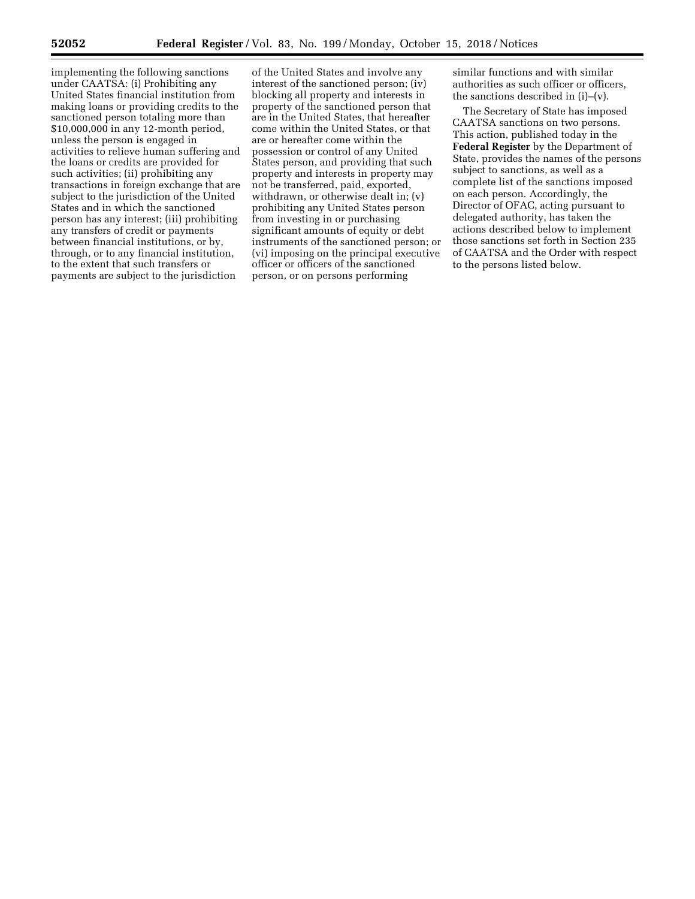implementing the following sanctions under CAATSA: (i) Prohibiting any United States financial institution from making loans or providing credits to the sanctioned person totaling more than $10,000,000 in any 12-month period, unless the person is engaged in activities to relieve human suffering and the loans or credits are provided for such activities; (ii) prohibiting any transactions in foreign exchange that are subject to the jurisdiction of the United States and in which the sanctioned person has any interest; (iii) prohibiting any transfers of credit or payments between financial institutions, or by, through, or to any financial institution, to the extent that such transfers or payments are subject to the jurisdiction of the United States and involve any interest of the sanctioned person; (iv) blocking all property and interests in property of the sanctioned person that are in the United States, that hereafter come within the United States, or that are or hereafter come within the possession or control of any United States person, and providing that such property and interests in property may not be transferred, paid, exported, withdrawn, or otherwise dealt in; (v) prohibiting any United States person from investing in or purchasing significant amounts of equity or debt instruments of the sanctioned person; or (vi) imposing on the principal executive officer or officers of the sanctioned person, or on persons performing similar functions and with similar authorities as such officer or officers, the sanctions described in (i)–(v).

The Secretary of State has imposed CAATSA sanctions on two persons. This action, published today in the **Federal Register** by the Department of State, provides the names of the persons subject to sanctions, as well as a complete list of the sanctions imposed on each person. Accordingly, the Director of OFAC, acting pursuant to delegated authority, has taken the actions described below to implement those sanctions set forth in Section 235 of CAATSA and the Order with respect to the persons listed below.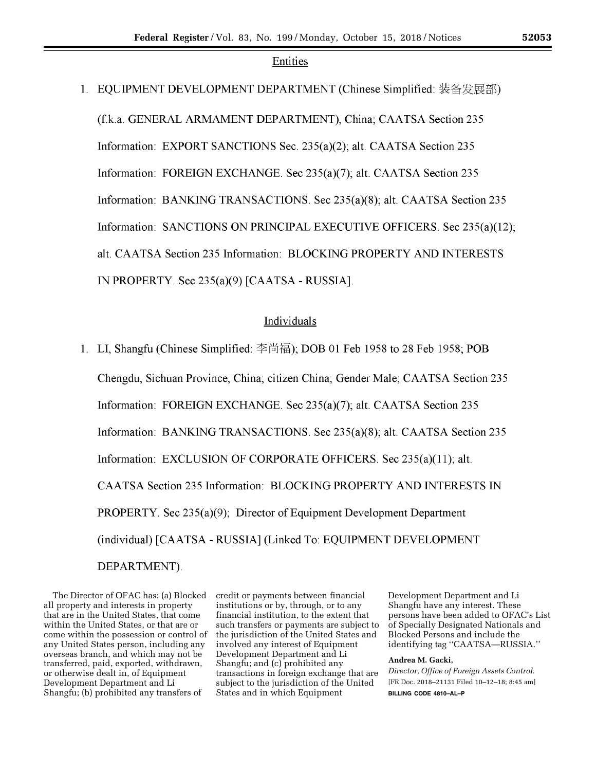## Entities

1. EQUIPMENT DEVELOPMENT DEPARTMENT (Chinese Simplified: 装备发展部) (f.k.a. GENERAL ARMAMENT DEPARTMENT), China; CAATSA Section 235 Information: EXPORT SANCTIONS Sec. 235(a)(2); alt. CAATSA Section 235 Information: FOREIGN EXCHANGE. Sec 235(a)(7); alt. CAATSA Section 235 Information: BANKING TRANSACTIONS. Sec 235(a)(8); alt. CAATSA Section 235 Information: SANCTIONS ON PRINCIPAL EXECUTIVE OFFICERS. Sec 235(a)(12); alt. CAATSA Section 235 Information: BLOCKING PROPERTY AND INTERESTS IN PROPERTY. Sec 235(a)(9) [CAATSA - RUSSIA].

## Individuals

1. LI, Shangfu (Chinese Simplified: 李尚福); DOB 01 Feb 1958 to 28 Feb 1958; POB Chengdu, Sichuan Province, China; citizen China; Gender Male; CAATSA Section 235 Information: FOREIGN EXCHANGE. Sec 235(a)(7); alt. CAATSA Section 235 Information: BANKING TRANSACTIONS. Sec 235(a)(8); alt. CAATSA Section 235 Information: EXCLUSION OF CORPORATE OFFICERS. Sec 235(a)(11); alt. CAATSA Section 235 Information: BLOCKING PROPERTY AND INTERESTS IN PROPERTY. Sec 235(a)(9); Director of Equipment Development Department (individual) [CAATSA - RUSSIA] (Linked To: EQUIPMENT DEVELOPMENT DEPARTMENT).

The Director of OFAC has: (a) Blocked all property and interests in property that are in the United States, that come within the United States, or that are or come within the possession or control of any United States person, including any overseas branch, and which may not be transferred, paid, exported, withdrawn, or otherwise dealt in, of Equipment Development Department and Li Shangfu; (b) prohibited any transfers of credit or payments between financial institutions or by, through, or to any financial institution, to the extent that such transfers or payments are subject to the jurisdiction of the United States and involved any interest of Equipment Development Department and Li Shangfu; and (c) prohibited any transactions in foreign exchange that are subject to the jurisdiction of the United States and in which Equipment Development Department and Li Shangfu have any interest. These persons have been added to OFAC's List of Specially Designated Nationals and Blocked Persons and include the identifying tag "CAATSA—RUSSIA."

**Andrea M. Gacki,**

*Director, Office of Foreign Assets Control.*

[FR Doc. 2018–21131 Filed 10–12–18; 8:45 am]

**BILLING CODE 4810–AL–P**